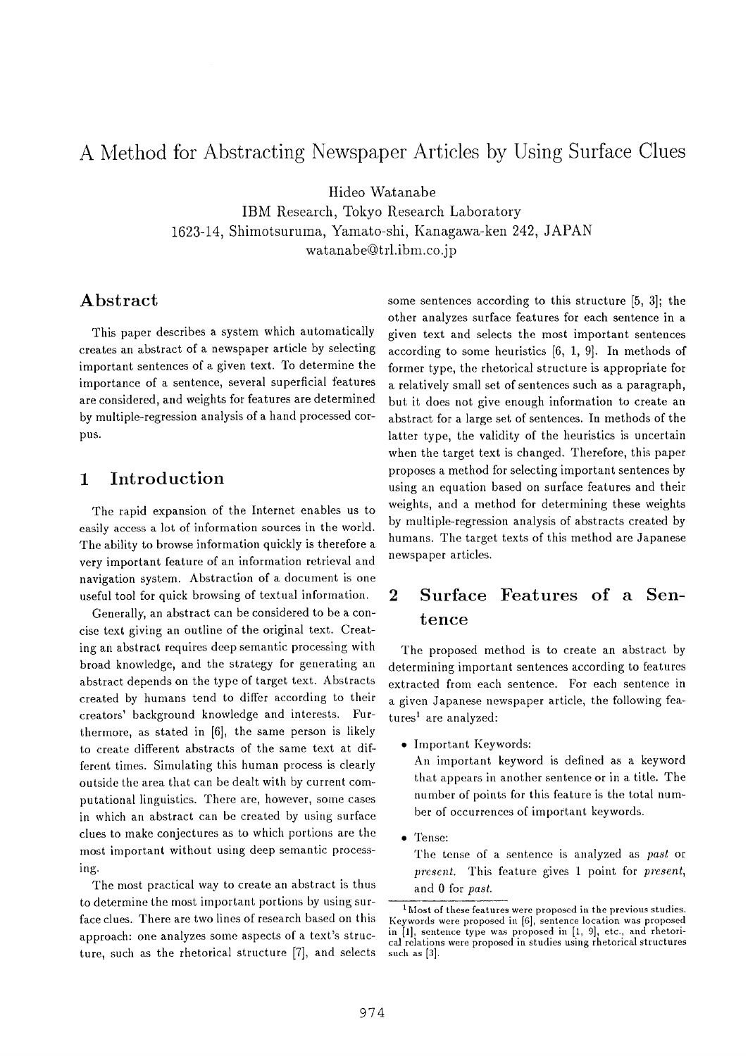# A Method for Abstracting Newspaper Articles by Using Surface Clues

Hideo Watanabe

IBM Research, Tokyo Research Laboratory
1623-14, Shimotsuruma, Yamato-shi, Kanagawa-ken 242, JAPAN
watanabe@trl.ibm.co.jp

## Abstract

This paper describes a system which automatically creates an abstract of a newspaper article by selecting important sentences of a given text. To determine the importance of a sentence, several superficial features are considered, and weights for features are determined by multiple-regression analysis of a hand processed corpus.

## 1 Introduction

The rapid expansion of the Internet enables us to easily access a lot of information sources in the world. The ability to browse information quickly is therefore a very important feature of an information retrieval and navigation system. Abstraction of a document is one useful tool for quick browsing of textual information.

Generally, an abstract can be considered to be a concise text giving an outline of the original text. Creating an abstract requires deep semantic processing with broad knowledge, and the strategy for generating an abstract depends on the type of target text. Abstracts created by humans tend to differ according to their creators' background knowledge and interests. Furthermore, as stated in [6], the same person is likely to create different abstracts of the same text at different times. Simulating this human process is clearly outside the area that can be dealt with by current computational linguistics. There are, however, some cases in which an abstract can be created by using surface clues to make conjectures as to which portions are the most important without using deep semantic processing.

The most practical way to create an abstract is thus to determine the most important portions by using surface clues. There are two lines of research based on this approach: one analyzes some aspects of a text's structure, such as the rhetorical structure [7], and selects some sentences according to this structure [5, 3]; the other analyzes surface features for each sentence in a given text and selects the most important sentences according to some heuristics [6, 1, 9]. In methods of former type, the rhetorical structure is appropriate for a relatively small set of sentences such as a paragraph, but it does not give enough information to create an abstract for a large set of sentences. In methods of the latter type, the validity of the heuristics is uncertain when the target text is changed. Therefore, this paper proposes a method for selecting important sentences by using an equation based on surface features and their weights, and a method for determining these weights by multiple-regression analysis of abstracts created by humans. The target texts of this method are Japanese newspaper articles.

## 2 Surface Features of a Sentence

The proposed method is to create an abstract by determining important sentences according to features extracted from each sentence. For each sentence in a given Japanese newspaper article, the following features[1] are analyzed:

- Important Keywords:
  An important keyword is defined as a keyword that appears in another sentence or in a title. The number of points for this feature is the total number of occurrences of important keywords.
- Tense:
  The tense of a sentence is analyzed as *past* or *present*. This feature gives 1 point for *present*, and 0 for *past*.

[1] Most of these features were proposed in the previous studies. Keywords were proposed in [6], sentence location was proposed in [1], sentence type was proposed in [1, 9], etc., and rhetorical relations were proposed in studies using rhetorical structures such as [3].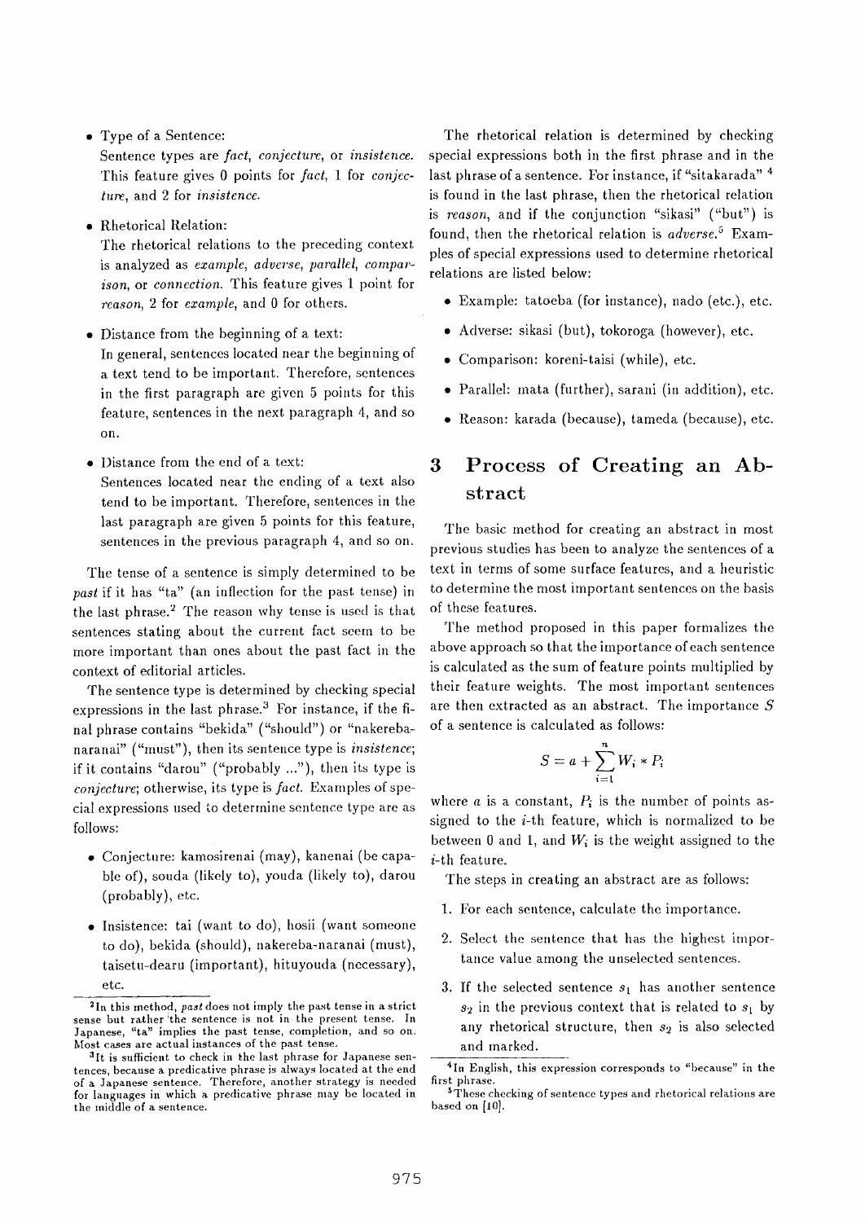- Type of a Sentence:
  Sentence types are *fact*, *conjecture*, or *insistence*. This feature gives 0 points for *fact*, 1 for *conjecture*, and 2 for *insistence*.

- Rhetorical Relation:
  The rhetorical relations to the preceding context is analyzed as *example*, *adverse*, *parallel*, *comparison*, or *connection*. This feature gives 1 point for *reason*, 2 for *example*, and 0 for others.

- Distance from the beginning of a text:
  In general, sentences located near the beginning of a text tend to be important. Therefore, sentences in the first paragraph are given 5 points for this feature, sentences in the next paragraph 4, and so on.

- Distance from the end of a text:
  Sentences located near the ending of a text also tend to be important. Therefore, sentences in the last paragraph are given 5 points for this feature, sentences in the previous paragraph 4, and so on.

The tense of a sentence is simply determined to be *past* if it has "ta" (an inflection for the past tense) in the last phrase.[2] The reason why tense is used is that sentences stating about the current fact seem to be more important than ones about the past fact in the context of editorial articles.

The sentence type is determined by checking special expressions in the last phrase.[3] For instance, if the final phrase contains "bekida" ("should") or "nakereba-naranai" ("must"), then its sentence type is *insistence*; if it contains "darou" ("probably ..."), then its type is *conjecture*; otherwise, its type is *fact*. Examples of special expressions used to determine sentence type are as follows:

- Conjecture: kamosirenai (may), kanenai (be capable of), souda (likely to), youda (likely to), darou (probably), etc.

- Insistence: tai (want to do), hosii (want someone to do), bekida (should), nakereba-naranai (must), taisetu-dearu (important), hituyouda (necessary), etc.

The rhetorical relation is determined by checking special expressions both in the first phrase and in the last phrase of a sentence. For instance, if "sitakarada" [4] is found in the last phrase, then the rhetorical relation is *reason*, and if the conjunction "sikasi" ("but") is found, then the rhetorical relation is *adverse*.[5] Examples of special expressions used to determine rhetorical relations are listed below:

- Example: tatoeba (for instance), nado (etc.), etc.
- Adverse: sikasi (but), tokoroga (however), etc.
- Comparison: koreni-taisi (while), etc.
- Parallel: mata (further), sarani (in addition), etc.
- Reason: karada (because), tameda (because), etc.

## 3 Process of Creating an Abstract

The basic method for creating an abstract in most previous studies has been to analyze the sentences of a text in terms of some surface features, and a heuristic to determine the most important sentences on the basis of these features.

The method proposed in this paper formalizes the above approach so that the importance of each sentence is calculated as the sum of feature points multiplied by their feature weights. The most important sentences are then extracted as an abstract. The importance $S$ of a sentence is calculated as follows:

$$S = a + \sum_{i=1}^{n} W_i * P_i$$

where $a$ is a constant, $P_i$ is the number of points assigned to the $i$-th feature, which is normalized to be between 0 and 1, and $W_i$ is the weight assigned to the $i$-th feature.

The steps in creating an abstract are as follows:

1. For each sentence, calculate the importance.
2. Select the sentence that has the highest importance value among the unselected sentences.
3. If the selected sentence $s_1$ has another sentence $s_2$ in the previous context that is related to $s_1$ by any rhetorical structure, then $s_2$ is also selected and marked.

---

[2] In this method, *past* does not imply the past tense in a strict sense but rather the sentence is not in the present tense. In Japanese, "ta" implies the past tense, completion, and so on. Most cases are actual instances of the past tense.

[3] It is sufficient to check in the last phrase for Japanese sentences, because a predicative phrase is always located at the end of a Japanese sentence. Therefore, another strategy is needed for languages in which a predicative phrase may be located in the middle of a sentence.

[4] In English, this expression corresponds to "because" in the first phrase.

[5] These checking of sentence types and rhetorical relations are based on [10].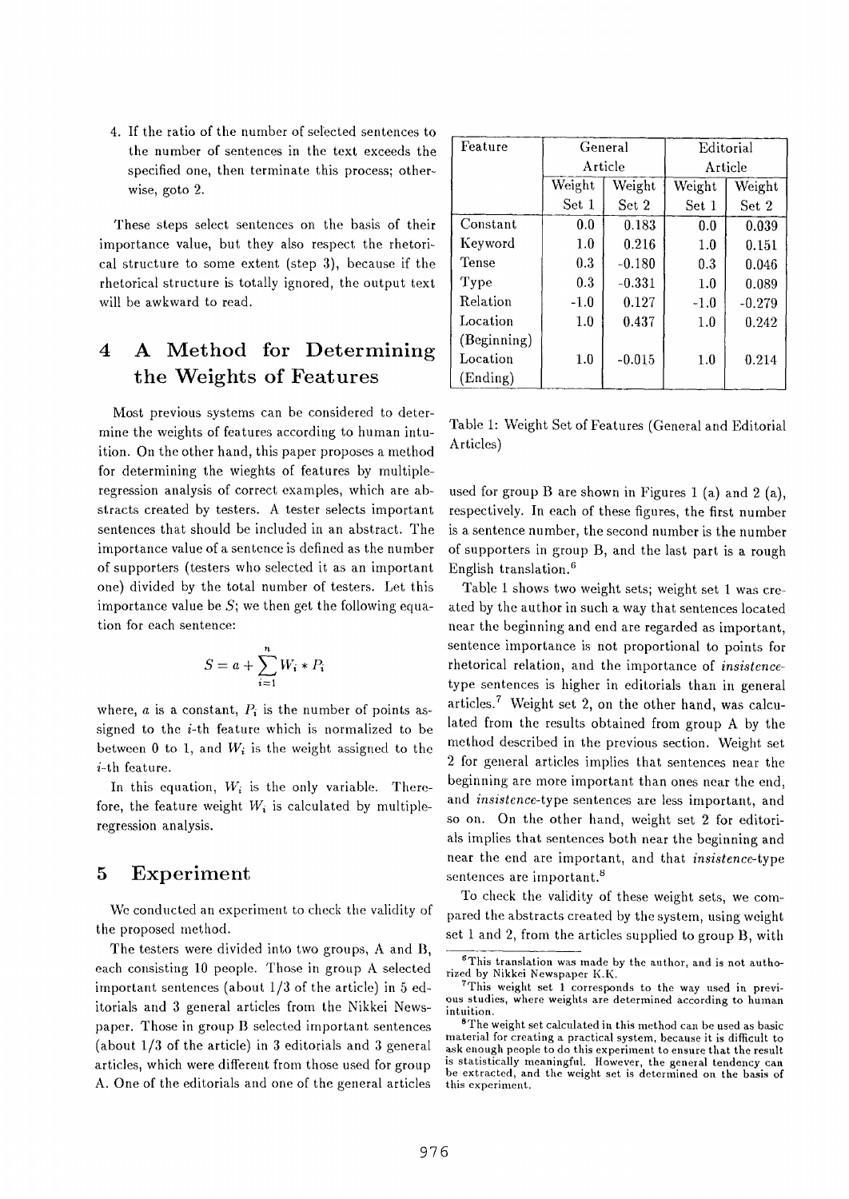4. If the ratio of the number of selected sentences to the number of sentences in the text exceeds the specified one, then terminate this process; otherwise, goto 2.

These steps select sentences on the basis of their importance value, but they also respect the rhetorical structure to some extent (step 3), because if the rhetorical structure is totally ignored, the output text will be awkward to read.

## 4 A Method for Determining the Weights of Features

Most previous systems can be considered to determine the weights of features according to human intuition. On the other hand, this paper proposes a method for determining the wieghts of features by multiple-regression analysis of correct examples, which are abstracts created by testers. A tester selects important sentences that should be included in an abstract. The importance value of a sentence is defined as the number of supporters (testers who selected it as an important one) divided by the total number of testers. Let this importance value be $S$; we then get the following equation for each sentence:

$$S = a + \sum_{i=1}^{n} W_i * P_i$$

where, $a$ is a constant, $P_i$ is the number of points assigned to the $i$-th feature which is normalized to be between 0 to 1, and $W_i$ is the weight assigned to the $i$-th feature.

In this equation, $W_i$ is the only variable. Therefore, the feature weight $W_i$ is calculated by multiple-regression analysis.

## 5 Experiment

We conducted an experiment to check the validity of the proposed method.

The testers were divided into two groups, A and B, each consisting 10 people. Those in group A selected important sentences (about 1/3 of the article) in 5 editorials and 3 general articles from the Nikkei Newspaper. Those in group B selected important sentences (about 1/3 of the article) in 3 editorials and 3 general articles, which were different from those used for group A. One of the editorials and one of the general articles used for group B are shown in Figures 1 (a) and 2 (a), respectively. In each of these figures, the first number is a sentence number, the second number is the number of supporters in group B, and the last part is a rough English translation.[6]

| Feature | General Article | | Editorial Article | |
|---|---|---|---|---|
| | Weight Set 1 | Weight Set 2 | Weight Set 1 | Weight Set 2 |
| Constant | 0.0 | 0.183 | 0.0 | 0.039 |
| Keyword | 1.0 | 0.216 | 1.0 | 0.151 |
| Tense | 0.3 | -0.180 | 0.3 | 0.046 |
| Type | 0.3 | -0.331 | 1.0 | 0.089 |
| Relation | -1.0 | 0.127 | -1.0 | -0.279 |
| Location (Beginning) | 1.0 | 0.437 | 1.0 | 0.242 |
| Location (Ending) | 1.0 | -0.015 | 1.0 | 0.214 |

Table 1: Weight Set of Features (General and Editorial Articles)

Table 1 shows two weight sets; weight set 1 was created by the author in such a way that sentences located near the beginning and end are regarded as important, sentence importance is not proportional to points for rhetorical relation, and the importance of *insistence*-type sentences is higher in editorials than in general articles.[7] Weight set 2, on the other hand, was calculated from the results obtained from group A by the method described in the previous section. Weight set 2 for general articles implies that sentences near the beginning are more important than ones near the end, and *insistence*-type sentences are less important, and so on. On the other hand, weight set 2 for editorials implies that sentences both near the beginning and near the end are important, and that *insistence*-type sentences are important.[8]

To check the validity of these weight sets, we compared the abstracts created by the system, using weight set 1 and 2, from the articles supplied to group B, with

[6] This translation was made by the author, and is not authorized by Nikkei Newspaper K.K.

[7] This weight set 1 corresponds to the way used in previous studies, where weights are determined according to human intuition.

[8] The weight set calculated in this method can be used as basic material for creating a practical system, because it is difficult to ask enough people to do this experiment to ensure that the result is statistically meaningful. However, the general tendency can be extracted, and the weight set is determined on the basis of this experiment.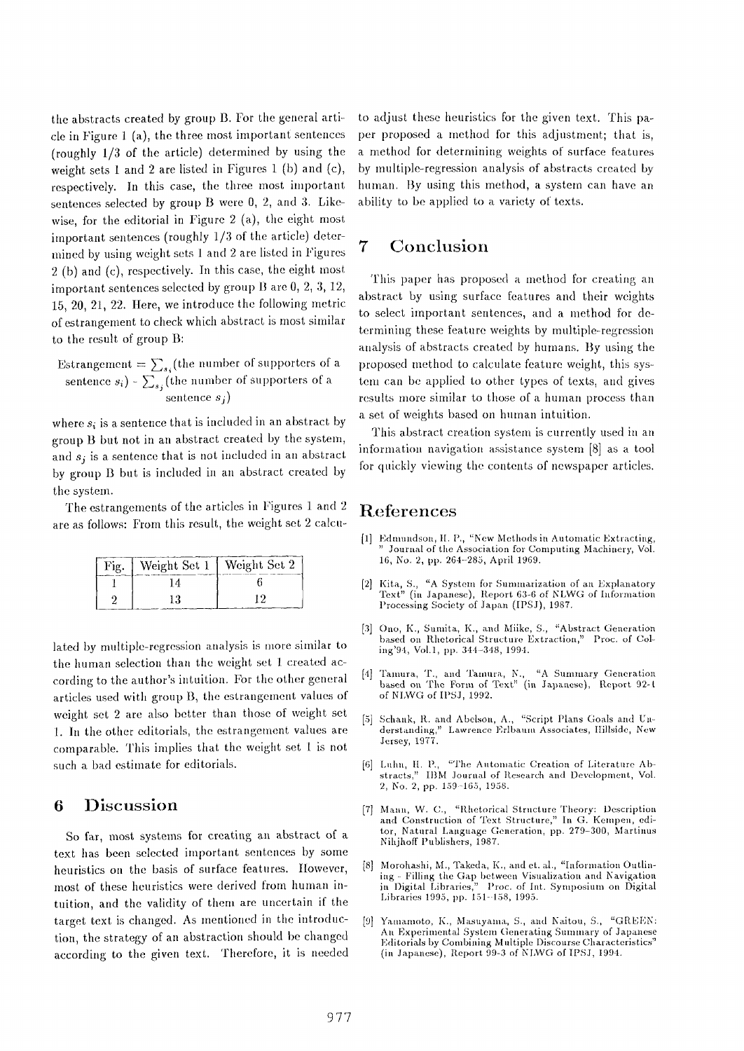the abstracts created by group B. For the general article in Figure 1 (a), the three most important sentences (roughly 1/3 of the article) determined by using the weight sets 1 and 2 are listed in Figures 1 (b) and (c), respectively. In this case, the three most important sentences selected by group B were 0, 2, and 3. Likewise, for the editorial in Figure 2 (a), the eight most important sentences (roughly 1/3 of the article) determined by using weight sets 1 and 2 are listed in Figures 2 (b) and (c), respectively. In this case, the eight most important sentences selected by group B are 0, 2, 3, 12, 15, 20, 21, 22. Here, we introduce the following metric of estrangement to check which abstract is most similar to the result of group B:

Estrangement = $\sum_{s_i}$(the number of supporters of a sentence $s_i$) - $\sum_{s_j}$(the number of supporters of a sentence $s_j$)

where $s_i$ is a sentence that is included in an abstract by group B but not in an abstract created by the system, and $s_j$ is a sentence that is not included in an abstract by group B but is included in an abstract created by the system.

The estrangements of the articles in Figures 1 and 2 are as follows: From this result, the weight set 2 calculated by multiple-regression analysis is more similar to the human selection than the weight set 1 created according to the author's intuition. For the other general articles used with group B, the estrangement values of weight set 2 are also better than those of weight set 1. In the other editorials, the estrangement values are comparable. This implies that the weight set 1 is not such a bad estimate for editorials.

| Fig. | Weight Set 1 | Weight Set 2 |
|---|---|---|
| 1 | 14 | 6 |
| 2 | 13 | 12 |

## 6 Discussion

So far, most systems for creating an abstract of a text has been selected important sentences by some heuristics on the basis of surface features. However, most of these heuristics were derived from human intuition, and the validity of them are uncertain if the target text is changed. As mentioned in the introduction, the strategy of an abstraction should be changed according to the given text. Therefore, it is needed to adjust these heuristics for the given text. This paper proposed a method for this adjustment; that is, a method for determining weights of surface features by multiple-regression analysis of abstracts created by human. By using this method, a system can have an ability to be applied to a variety of texts.

## 7 Conclusion

This paper has proposed a method for creating an abstract by using surface features and their weights to select important sentences, and a method for determining these feature weights by multiple-regression analysis of abstracts created by humans. By using the proposed method to calculate feature weight, this system can be applied to other types of texts, and gives results more similar to those of a human process than a set of weights based on human intuition.

This abstract creation system is currently used in an information navigation assistance system [8] as a tool for quickly viewing the contents of newspaper articles.

## References

[1] Edmundson, H. P., "New Methods in Automatic Extracting," Journal of the Association for Computing Machinery, Vol. 16, No. 2, pp. 264-285, April 1969.

[2] Kita, S., "A System for Summarization of an Explanatory Text" (in Japanese), Report 63-6 of NLWG of Information Processing Society of Japan (IPSJ), 1987.

[3] Ono, K., Sumita, K., and Miike, S., "Abstract Generation based on Rhetorical Structure Extraction," Proc. of Coling'94, Vol.1, pp. 344-348, 1994.

[4] Tamura, T., and Tamura, N., "A Summary Generation based on The Form of Text" (in Japanese), Report 92-1 of NLWG of IPSJ, 1992.

[5] Schank, R. and Abelson, A., "Script Plans Goals and Understanding," Lawrence Erlbaum Associates, Hillside, New Jersey, 1977.

[6] Luhn, H. P., "The Automatic Creation of Literature Abstracts," IBM Journal of Research and Development, Vol. 2, No. 2, pp. 159-165, 1958.

[7] Mann, W. C., "Rhetorical Structure Theory: Description and Construction of Text Structure," In G. Kempen, editor, Natural Language Generation, pp. 279-300, Martinus Nihjhoff Publishers, 1987.

[8] Morohashi, M., Takeda, K., and et. al., "Information Outlining - Filling the Gap between Visualization and Navigation in Digital Libraries," Proc. of Int. Symposium on Digital Libraries 1995, pp. 151-158, 1995.

[9] Yamamoto, K., Masuyama, S., and Naitou, S., "GREEN: An Experimental System Generating Summary of Japanese Editorials by Combining Multiple Discourse Characteristics" (in Japanese), Report 99-3 of NLWG of IPSJ, 1994.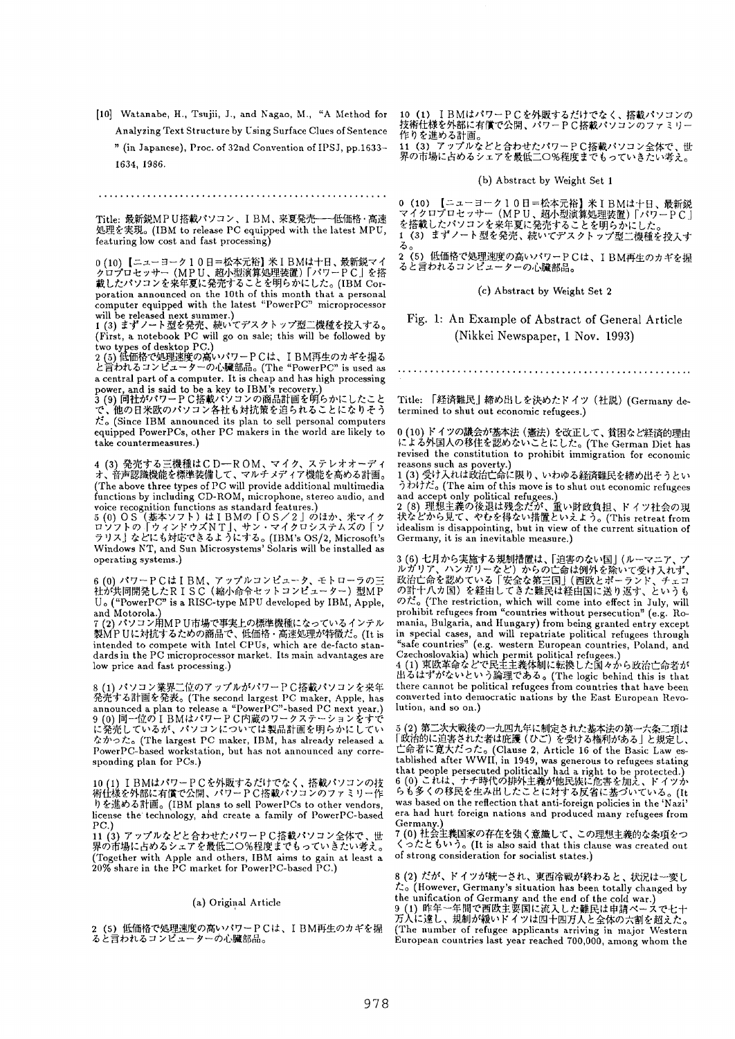[10] Watanabe, H., Tsujii, J., and Nagao, M., "A Method for Analyzing Text Structure by Using Surface Clues of Sentence" (in Japanese), Proc. of 32nd Convention of IPSJ, pp.1633-1634, 1986.

.........................................................

Title: 最新鋭MPU搭載パソコン、IBM、来夏発売——低価格・高速処理を実現。(IBM to release PC equipped with the latest MPU, featuring low cost and fast processing)

0 (10) 【ニューヨーク10日=松本元裕】米IBMは十日、最新鋭マイクロプロセッサー（MPU、超小型演算処理装置）「パワーPC」を搭載したパソコンを来年夏に発売することを明らかにした。(IBM Corporation announced on the 10th of this month that a personal computer equipped with the latest "PowerPC" microprocessor will be released next summer.)
1 (3) まずノート型を発売、続いてデスクトップ型二機種を投入する。(First, a notebook PC will go on sale; this will be followed by two types of desktop PC.)
2 (5) 低価格で処理速度の高いパワーPCは、IBM再生のカギを握ると言われるコンピューターの心臓部品。(The "PowerPC" is used as a central part of a computer. It is cheap and has high processing power, and is said to be a key to IBM's recovery.)
3 (9) 同社がパワーPC搭載パソコンの商品計画を明らかにしたことで、他の日米欧のパソコン各社も対抗策を迫られることになりそうだ。(Since IBM announced its plan to sell personal computers equipped PowerPCs, other PC makers in the world are likely to take countermeasures.)

4 (3) 発売する三機種はCD—ROM、マイク、ステレオオーディオ、音声認識機能を標準装備して、マルチメディア機能を高める計画。(The above three types of PC will provide additional multimedia functions by including CD-ROM, microphone, stereo audio, and voice recognition functions as standard features.)
5 (0) OS（基本ソフト）はIBMの「OS／2」のほか、米マイクロソフトの「ウィンドウズNT」、サン・マイクロシステムズの「ソラリス」などにも対応できるようにする。(IBM's OS/2, Microsoft's Windows NT, and Sun Microsystems' Solaris will be installed as operating systems.)

6 (0) パワーPCはIBM、アップルコンピュータ、モトローラの三社が共同開発したRISC（縮小命令セットコンピューター）型MPU。("PowerPC" is a RISC-type MPU developed by IBM, Apple, and Motorola.)
7 (2) パソコン用MPU市場で事実上の標準機種になっているインテル製MPUに対抗するための商品で、低価格・高速処理が特徴だ。(It is intended to compete with Intel CPUs, which are de-facto standards in the PC microprocessor market. Its main advantages are low price and fast processing.)

8 (1) パソコン業界二位のアップルがパワーPC搭載パソコンを来年発売する計画を発表。(The second largest PC maker, Apple, has announced a plan to release a "PowerPC"-based PC next year.)
9 (0) 同一位のIBMはパワーPC内蔵のワークステーションをすでに発売しているが、パソコンについては製品計画を明らかにしていなかった。(The largest PC maker, IBM, has already released a PowerPC-based workstation, but has not announced any corresponding plan for PCs.)

10 (1) IBMはパワーPCを外販するだけでなく、搭載パソコンの技術仕様を外部に有償で公開、パワーPC搭載パソコンのファミリー作りを進める計画。(IBM plans to sell PowerPCs to other vendors, license the technology, and create a family of PowerPC-based PC.)
11 (3) アップルなどと合わせたパワーPC搭載パソコン全体で、世界の市場に占めるシェアを最低二〇%程度までもっていきたい考え。(Together with Apple and others, IBM aims to gain at least a 20% share in the PC market for PowerPC-based PC.)

(a) Original Article

2 (5) 低価格で処理速度の高いパワーPCは、IBM再生のカギを握ると言われるコンピューターの心臓部品。

10 (1) IBMはパワーPCを外販するだけでなく、搭載パソコンの技術仕様を外部に有償で公開、パワーPC搭載パソコンのファミリー作りを進める計画。
11 (3) アップルなどと合わせたパワーPC搭載パソコン全体で、世界の市場に占めるシェアを最低二〇%程度までもっていきたい考え。

(b) Abstract by Weight Set 1

0 (10) 【ニューヨーク10日=松本元裕】米IBMは十日、最新鋭マイクロプロセッサー（MPU、超小型演算処理装置）「パワーPC」を搭載したパソコンを来年夏に発売することを明らかにした。
1 (3) まずノート型を発売、続いてデスクトップ型二機種を投入する。
2 (5) 低価格で処理速度の高いパワーPCは、IBM再生のカギを握ると言われるコンピューターの心臓部品。

(c) Abstract by Weight Set 2

Fig. 1: An Example of Abstract of General Article (Nikkei Newspaper, 1 Nov. 1993)

.........................................................

Title: 「経済難民」締め出しを決めたドイツ（社説）(Germany determined to shut out economic refugees.)

0 (10) ドイツの議会が基本法（憲法）を改正して、貧困など経済的理由による外国人の移住を認めないことにした。(The German Diet has revised the constitution to prohibit immigration for economic reasons such as poverty.)
1 (3) 受け入れは政治亡命に限り、いわゆる経済難民を締め出そうというわけだ。(The aim of this move is to shut out economic refugees and accept only political refugees.)
2 (8) 理想主義の後退は残念だが、重い財政負担、ドイツ社会の現状などから見て、やむを得ない措置といえよう。(This retreat from idealism is disappointing, but in view of the current situation of Germany, it is an inevitable measure.)

3 (6) 七月から実施する規制措置は、「迫害のない国」（ルーマニア、ブルガリア、ハンガリーなど）からの亡命は例外を除いて受け入れず、政治亡命を認めている「安全な第三国」（西欧とポーランド、チェコの計十八カ国）を経由してきた難民は経由国に送り返す、というものだ。(The restriction, which will come into effect in July, will prohibit refugees from "countries without persecution" (e.g. Romania, Bulgaria, and Hungary) from being granted entry except in special cases, and will repatriate political refugees through "safe countries" (e.g. western European countries, Poland, and Czechoslovakia) which permit political refugees.)
4 (1) 東欧革命などで民主主義体制に転換した国々から政治亡命者が出るはずがないという論理である。(The logic behind this is that there cannot be political refugees from countries that have been converted into democratic nations by the East European Revolution, and so on.)

5 (2) 第二次大戦後の一九四九年に制定された基本法の第一六条二項は「政治的に迫害された者は庇護（ひご）を受ける権利がある」と規定し、亡命者に寛大だった。(Clause 2, Article 16 of the Basic Law established after WWII, in 1949, was generous to refugees stating that people persecuted politically had a right to be protected.)
6 (0) これは、ナチ時代の排外主義が他民族に危害を加え、ドイツからも多くの移民を生み出したことに対する反省に基づいている。(It was based on the reflection that anti-foreign policies in the 'Nazi' era had hurt foreign nations and produced many refugees from Germany.)
7 (0) 社会主義国家の存在を強く意識して、この理想主義的な条項をつくったともいう。(It is also said that this clause was created out of strong consideration for socialist states.)

8 (2) だが、ドイツが統一され、東西冷戦が終わると、状況は一変した。(However, Germany's situation has been totally changed by the unification of Germany and the end of the cold war.)
9 (1) 昨年一年間で西欧主要国に流入した難民は申請ベースで七十万人に達し、規制が緩いドイツは四十四万人と全体の六割を超えた。(The number of refugee applicants arriving in major Western European countries last year reached 700,000, among whom the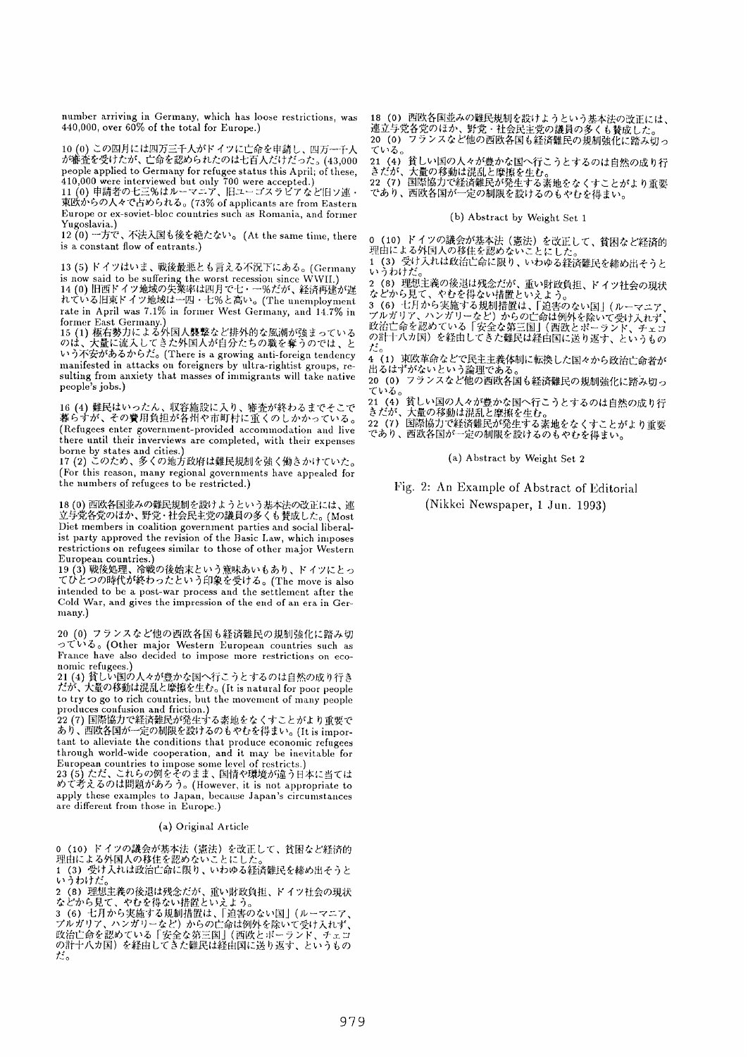number arriving in Germany, which has loose restrictions, was 440,000, over 60% of the total for Europe.)

10 (0) この四月には四万三千人がドイツに亡命を申請し、四万一千人が審査を受けたが、亡命を認められたのは七百人だけだった。(43,000 people applied to Germany for refugee status this April; of these, 410,000 were interviewed but only 700 were accepted.)
11 (0) 申請者の七三%はルーマニア、旧ユーゴスラビアなど旧ソ連・東欧からの人々で占められる。(73% of applicants are from Eastern Europe or ex-soviet-bloc countries such as Romania, and former Yugoslavia.)
12 (0) 一方で、不法入国も後を絶たない。(At the same time, there is a constant flow of entrants.)

13 (5) ドイツはいま、戦後最悪とも言える不況下にある。(Germany is now said to be suffering the worst recession since WWII.)
14 (0) 旧西ドイツ地域の失業率は四月で七・一%だが、経済再建が遅れている旧東ドイツ地域は一四・七%と高い。(The unemployment rate in April was 7.1% in former West Germany, and 14.7% in former East Germany.)
15 (1) 極右勢力による外国人襲撃など排外的な風潮が強まっているのは、大量に流入してきた外国人が自分たちの職を奪うのでは、という不安があるからだ。(There is a growing anti-foreign tendency manifested in attacks on foreigners by ultra-rightist groups, resulting from anxiety that masses of immigrants will take native people's jobs.)

16 (4) 難民はいったん、収容施設に入り、審査が終わるまでそこで暮らすが、その費用負担が各州や市町村に重くのしかかっている。(Refugees enter government-provided accommodation and live there until their inverviews are completed, with their expenses borne by states and cities.)
17 (2) このため、多くの地方政府は難民規制を強く働きかけていた。(For this reason, many regional governments have appealed for the numbers of refugees to be restricted.)

18 (0) 西欧各国並みの難民規制を設けようという基本法の改正には、連立与党各党のほか、野党・社会民主党の議員の多くも賛成した。(Most Diet members in coalition government parties and social liberalist party approved the revision of the Basic Law, which imposes restrictions on refugees similar to those of other major Western European countries.)
19 (3) 戦後処理、冷戦の後始末という意味あいもあり、ドイツにとってひとつの時代が終わったという印象を受ける。(The move is also intended to be a post-war process and the settlement after the Cold War, and gives the impression of the end of an era in Germany.)

20 (0) フランスなど他の西欧各国も経済難民の規制強化に踏み切っている。(Other major Western European countries such as France have also decided to impose more restrictions on economic refugees.)
21 (4) 貧しい国の人々が豊かな国へ行こうとするのは自然の成り行きだが、大量の移動は混乱と摩擦を生む。(It is natural for poor people to try to go to rich countries, but the movement of many people produces confusion and friction.)
22 (7) 国際協力で経済難民が発生する素地をなくすことがより重要であり、西欧各国が一定の制限を設けるのもやむを得まい。(It is important to alleviate the conditions that produce economic refugees through world-wide cooperation, and it may be inevitable for European countries to impose some level of restricts.)
23 (5) ただ、これらの例をそのまま、国情や環境が違う日本に当てはめて考えるのは問題があろう。(However, it is not appropriate to apply these examples to Japan, because Japan's circumstances are different from those in Europe.)

(a) Original Article

0 (10) ドイツの議会が基本法（憲法）を改正して、貧困など経済的理由による外国人の移住を認めないことにした。
1 (3) 受け入れは政治亡命に限り、いわゆる経済難民を締め出そうというわけだ。
2 (8) 理想主義の後退は残念だが、重い財政負担、ドイツ社会の現状などから見て、やむを得ない措置といえよう。
3 (6) 七月から実施する規制措置は、「迫害のない国」（ルーマニア、ブルガリア、ハンガリーなど）からの亡命は例外を除いて受け入れず、政治亡命を認めている「安全な第三国」（西欧とポーランド、チェコの計十八カ国）を経由してきた難民は経由国に送り返す、というものだ。
18 (0) 西欧各国並みの難民規制を設けようという基本法の改正には、連立与党各党のほか、野党・社会民主党の議員の多くも賛成した。
20 (0) フランスなど他の西欧各国も経済難民の規制強化に踏み切っている。
21 (4) 貧しい国の人々が豊かな国へ行こうとするのは自然の成り行きだが、大量の移動は混乱と摩擦を生む。
22 (7) 国際協力で経済難民が発生する素地をなくすことがより重要であり、西欧各国が一定の制限を設けるのもやむを得まい。

(b) Abstract by Weight Set 1

0 (10) ドイツの議会が基本法（憲法）を改正して、貧困など経済的理由による外国人の移住を認めないことにした。
1 (3) 受け入れは政治亡命に限り、いわゆる経済難民を締め出そうというわけだ。
2 (8) 理想主義の後退は残念だが、重い財政負担、ドイツ社会の現状などから見て、やむを得ない措置といえよう。
3 (6) 七月から実施する規制措置は、「迫害のない国」（ルーマニア、ブルガリア、ハンガリーなど）からの亡命は例外を除いて受け入れず、政治亡命を認めている「安全な第三国」（西欧とポーランド、チェコの計十八カ国）を経由してきた難民は経由国に送り返す、というものだ。
4 (1) 東欧革命などで民主主義体制に転換した国々から政治亡命者が出るはずがないという論理である。
20 (0) フランスなど他の西欧各国も経済難民の規制強化に踏み切っている。
21 (4) 貧しい国の人々が豊かな国へ行こうとするのは自然の成り行きだが、大量の移動は混乱と摩擦を生む。
22 (7) 国際協力で経済難民が発生する素地をなくすことがより重要であり、西欧各国が一定の制限を設けるのもやむを得まい。

(a) Abstract by Weight Set 2

Fig. 2: An Example of Abstract of Editorial (Nikkei Newspaper, 1 Jun. 1993)